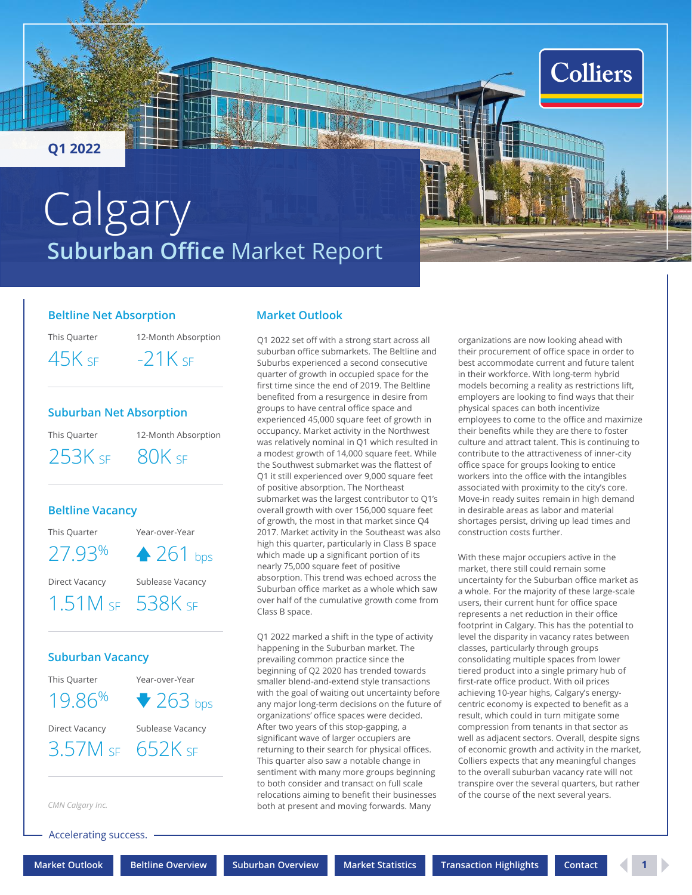Q1 2022

# Calgary

## Suburban Office Market Report

### Beltline Net Absorption

| This Quarter | 12-Month Absorption |
|---|---|
| 45K SF | -21K SF |

### Suburban Net Absorption

| This Quarter | 12-Month Absorption |
|---|---|
| 253K SF | 80K SF |

### Beltline Vacancy

| This Quarter | Year-over-Year |
|---|---|
| 27.93% | ▲ 261 bps |

| Direct Vacancy | Sublease Vacancy |
|---|---|
| 1.51M SF | 538K SF |

### Suburban Vacancy

| This Quarter | Year-over-Year |
|---|---|
| 19.86% | ▼ 263 bps |

| Direct Vacancy | Sublease Vacancy |
|---|---|
| 3.57M SF | 652K SF |

*CMN Calgary Inc.*

### Market Outlook

Q1 2022 set off with a strong start across all suburban office submarkets. The Beltline and Suburbs experienced a second consecutive quarter of growth in occupied space for the first time since the end of 2019. The Beltline benefited from a resurgence in desire from groups to have central office space and experienced 45,000 square feet of growth in occupancy. Market activity in the Northwest was relatively nominal in Q1 which resulted in a modest growth of 14,000 square feet. While the Southwest submarket was the flattest of Q1 it still experienced over 9,000 square feet of positive absorption. The Northeast submarket was the largest contributor to Q1's overall growth with over 156,000 square feet of growth, the most in that market since Q4 2017. Market activity in the Southeast was also high this quarter, particularly in Class B space which made up a significant portion of its nearly 75,000 square feet of positive absorption. This trend was echoed across the Suburban office market as a whole which saw over half of the cumulative growth come from Class B space.

Q1 2022 marked a shift in the type of activity happening in the Suburban market. The prevailing common practice since the beginning of Q2 2020 has trended towards smaller blend-and-extend style transactions with the goal of waiting out uncertainty before any major long-term decisions on the future of organizations' office spaces were decided. After two years of this stop-gapping, a significant wave of larger occupiers are returning to their search for physical offices. This quarter also saw a notable change in sentiment with many more groups beginning to both consider and transact on full scale relocations aiming to benefit their businesses both at present and moving forwards. Many organizations are now looking ahead with their procurement of office space in order to best accommodate current and future talent in their workforce. With long-term hybrid models becoming a reality as restrictions lift, employers are looking to find ways that their physical spaces can both incentivize employees to come to the office and maximize their benefits while they are there to foster culture and attract talent. This is continuing to contribute to the attractiveness of inner-city office space for groups looking to entice workers into the office with the intangibles associated with proximity to the city's core. Move-in ready suites remain in high demand in desirable areas as labor and material shortages persist, driving up lead times and construction costs further.

With these major occupiers active in the market, there still could remain some uncertainty for the Suburban office market as a whole. For the majority of these large-scale users, their current hunt for office space represents a net reduction in their office footprint in Calgary. This has the potential to level the disparity in vacancy rates between classes, particularly through groups consolidating multiple spaces from lower tiered product into a single primary hub of first-rate office product. With oil prices achieving 10-year highs, Calgary's energy-centric economy is expected to benefit as a result, which could in turn mitigate some compression from tenants in that sector as well as adjacent sectors. Overall, despite signs of economic growth and activity in the market, Colliers expects that any meaningful changes to the overall suburban vacancy rate will not transpire over the several quarters, but rather of the course of the next several years.

Accelerating success.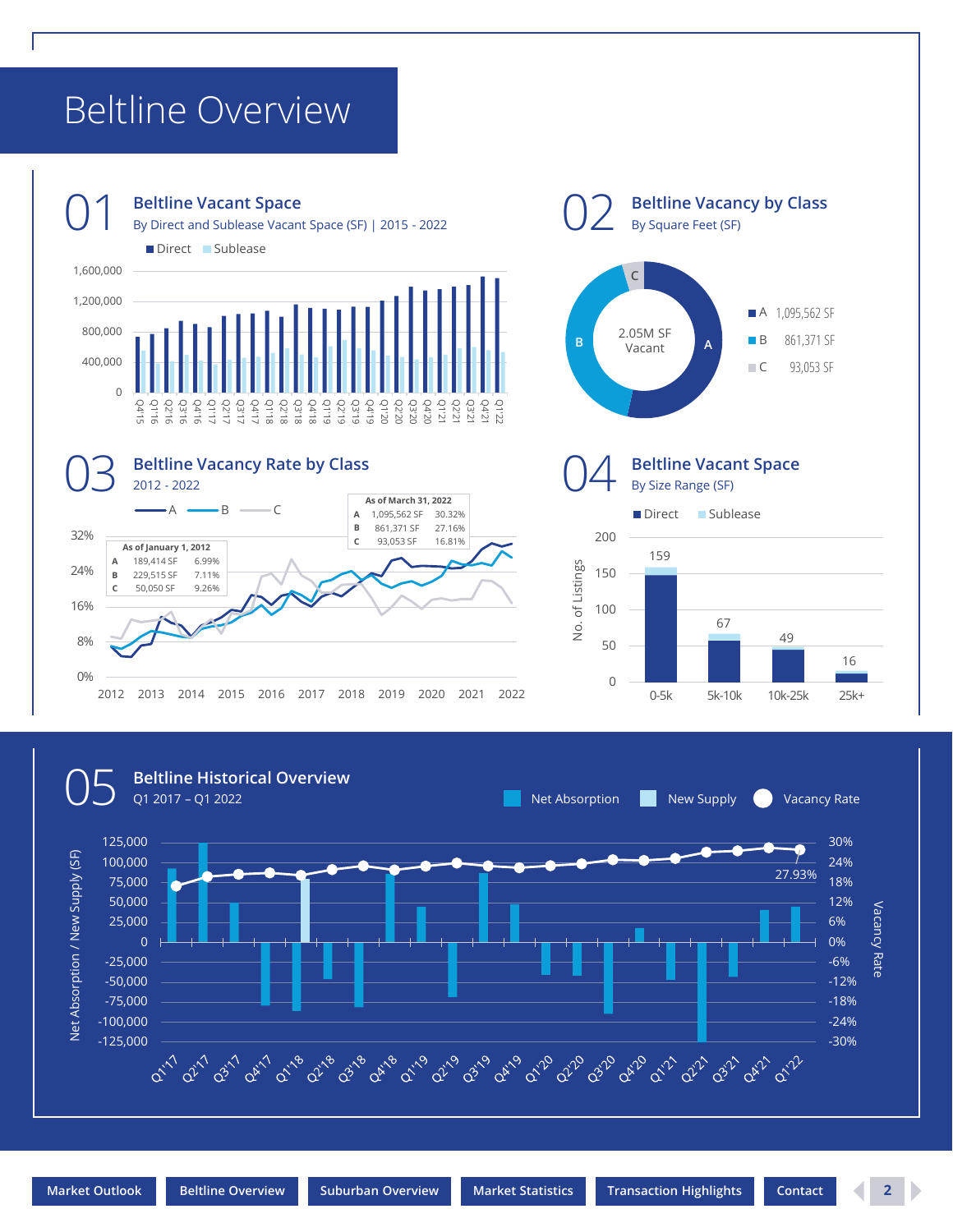# Beltline Overview

## 01 Beltline Vacant Space

By Direct and Sublease Vacant Space (SF) | 2015 - 2022

## 02 Beltline Vacancy by Class

By Square Feet (SF)

2.05M SF Vacant

| Class | SF |
|---|---|
| A | 1,095,562 SF |
| B | 861,371 SF |
| C | 93,053 SF |

## 03 Beltline Vacancy Rate by Class

2012 - 2022

As of January 1, 2012

| Class | SF | Rate |
|---|---|---|
| A | 189,414 SF | 6.99% |
| B | 229,515 SF | 7.11% |
| C | 50,050 SF | 9.26% |

As of March 31, 2022

| Class | SF | Rate |
|---|---|---|
| A | 1,095,562 SF | 30.32% |
| B | 861,371 SF | 27.16% |
| C | 93,053 SF | 16.81% |

## 04 Beltline Vacant Space

By Size Range (SF)

| Size Range | No. of Listings |
|---|---|
| 0-5k | 159 |
| 5k-10k | 67 |
| 10k-25k | 49 |
| 25k+ | 16 |

## 05 Beltline Historical Overview

Q1 2017 – Q1 2022

Net Absorption | New Supply | Vacancy Rate

Vacancy Rate Q1'22: 27.93%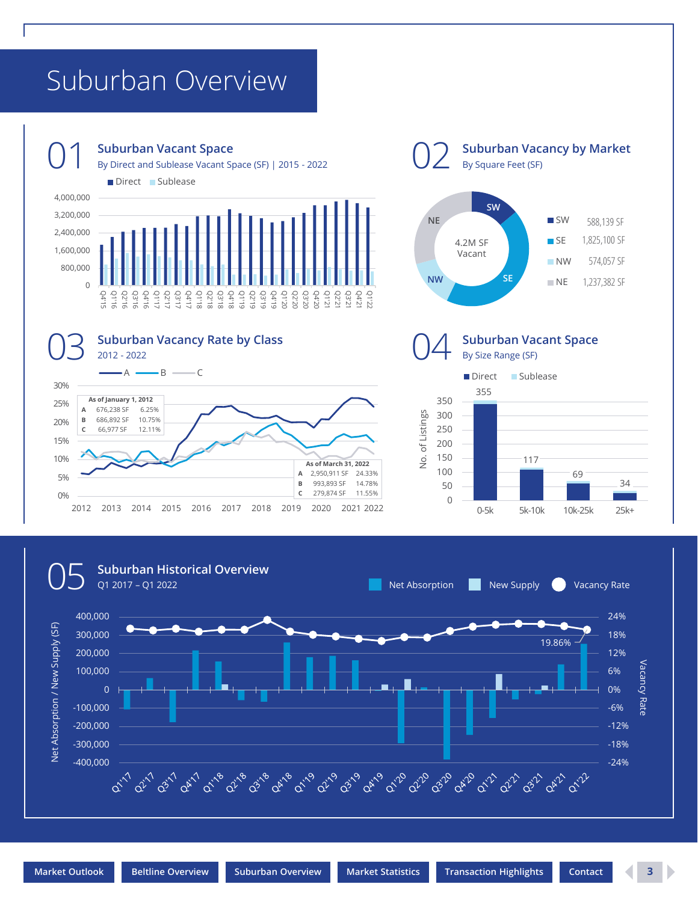# Suburban Overview

## 01 Suburban Vacant Space

By Direct and Sublease Vacant Space (SF) | 2015 - 2022

## 02 Suburban Vacancy by Market

By Square Feet (SF)

4.2M SF Vacant

| Market | SF |
|---|---|
| SW | 588,139 SF |
| SE | 1,825,100 SF |
| NW | 574,057 SF |
| NE | 1,237,382 SF |

## 03 Suburban Vacancy Rate by Class

2012 - 2022

| As of January 1, 2012 | | |
|---|---|---|
| A | 676,238 SF | 6.25% |
| B | 686,892 SF | 10.75% |
| C | 66,977 SF | 12.11% |

| As of March 31, 2022 | | |
|---|---|---|
| A | 2,950,911 SF | 24.33% |
| B | 993,893 SF | 14.78% |
| C | 279,874 SF | 11.55% |

## 04 Suburban Vacant Space

By Size Range (SF)

| Size Range | No. of Listings |
|---|---|
| 0-5k | 355 |
| 5k-10k | 117 |
| 10k-25k | 69 |
| 25k+ | 34 |

## 05 Suburban Historical Overview

Q1 2017 – Q1 2022

Net Absorption / New Supply / Vacancy Rate

Vacancy Rate Q1'22: 19.86%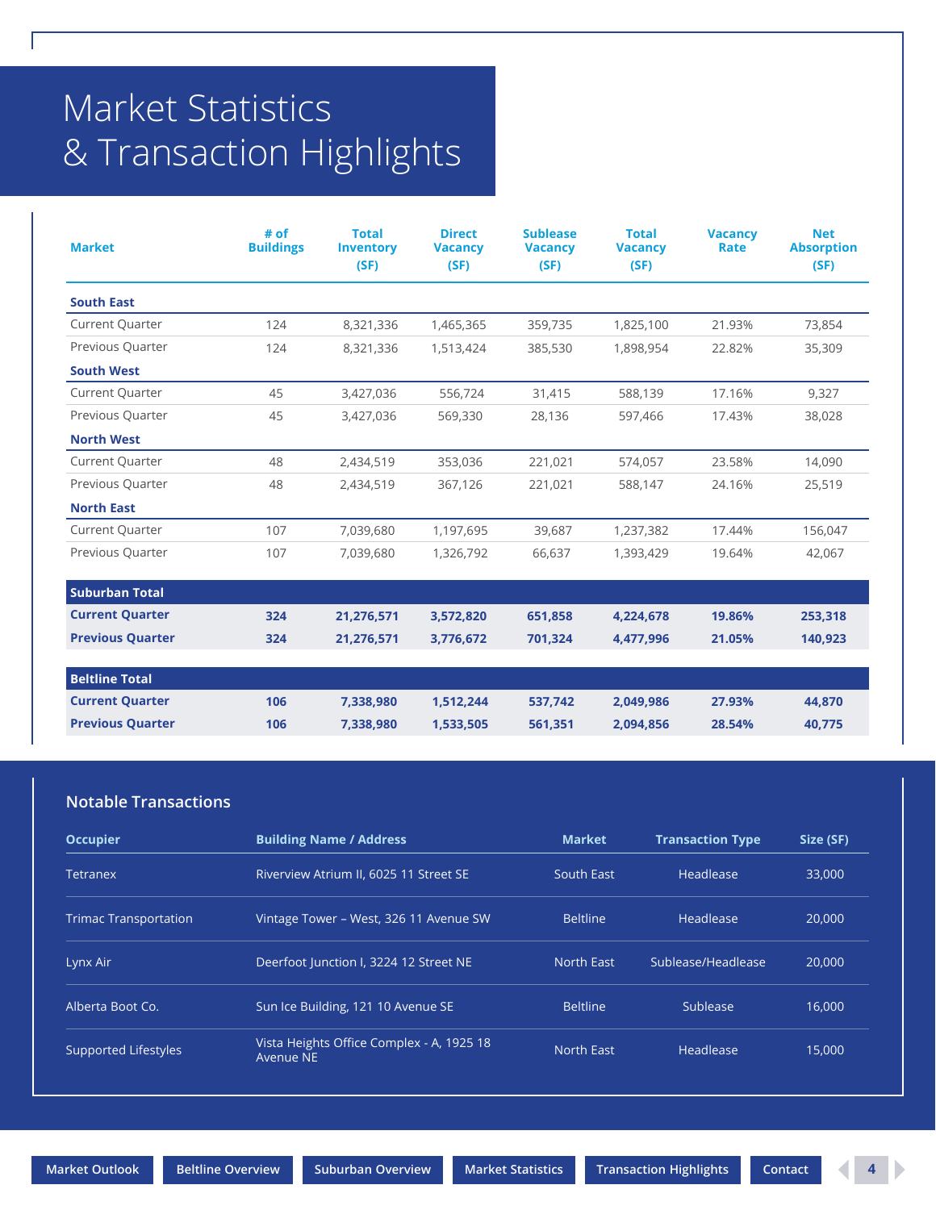# Market Statistics & Transaction Highlights

| Market | # of Buildings | Total Inventory (SF) | Direct Vacancy (SF) | Sublease Vacancy (SF) | Total Vacancy (SF) | Vacancy Rate | Net Absorption (SF) |
|---|---|---|---|---|---|---|---|
| **South East** | | | | | | | |
| Current Quarter | 124 | 8,321,336 | 1,465,365 | 359,735 | 1,825,100 | 21.93% | 73,854 |
| Previous Quarter | 124 | 8,321,336 | 1,513,424 | 385,530 | 1,898,954 | 22.82% | 35,309 |
| **South West** | | | | | | | |
| Current Quarter | 45 | 3,427,036 | 556,724 | 31,415 | 588,139 | 17.16% | 9,327 |
| Previous Quarter | 45 | 3,427,036 | 569,330 | 28,136 | 597,466 | 17.43% | 38,028 |
| **North West** | | | | | | | |
| Current Quarter | 48 | 2,434,519 | 353,036 | 221,021 | 574,057 | 23.58% | 14,090 |
| Previous Quarter | 48 | 2,434,519 | 367,126 | 221,021 | 588,147 | 24.16% | 25,519 |
| **North East** | | | | | | | |
| Current Quarter | 107 | 7,039,680 | 1,197,695 | 39,687 | 1,237,382 | 17.44% | 156,047 |
| Previous Quarter | 107 | 7,039,680 | 1,326,792 | 66,637 | 1,393,429 | 19.64% | 42,067 |
| **Suburban Total** | | | | | | | |
| **Current Quarter** | **324** | **21,276,571** | **3,572,820** | **651,858** | **4,224,678** | **19.86%** | **253,318** |
| **Previous Quarter** | **324** | **21,276,571** | **3,776,672** | **701,324** | **4,477,996** | **21.05%** | **140,923** |
| **Beltline Total** | | | | | | | |
| **Current Quarter** | **106** | **7,338,980** | **1,512,244** | **537,742** | **2,049,986** | **27.93%** | **44,870** |
| **Previous Quarter** | **106** | **7,338,980** | **1,533,505** | **561,351** | **2,094,856** | **28.54%** | **40,775** |

## Notable Transactions

| Occupier | Building Name / Address | Market | Transaction Type | Size (SF) |
|---|---|---|---|---|
| Tetranex | Riverview Atrium II, 6025 11 Street SE | South East | Headlease | 33,000 |
| Trimac Transportation | Vintage Tower – West, 326 11 Avenue SW | Beltline | Headlease | 20,000 |
| Lynx Air | Deerfoot Junction I, 3224 12 Street NE | North East | Sublease/Headlease | 20,000 |
| Alberta Boot Co. | Sun Ice Building, 121 10 Avenue SE | Beltline | Sublease | 16,000 |
| Supported Lifestyles | Vista Heights Office Complex - A, 1925 18 Avenue NE | North East | Headlease | 15,000 |

Market Outlook | Beltline Overview | Suburban Overview | Market Statistics | Transaction Highlights | Contact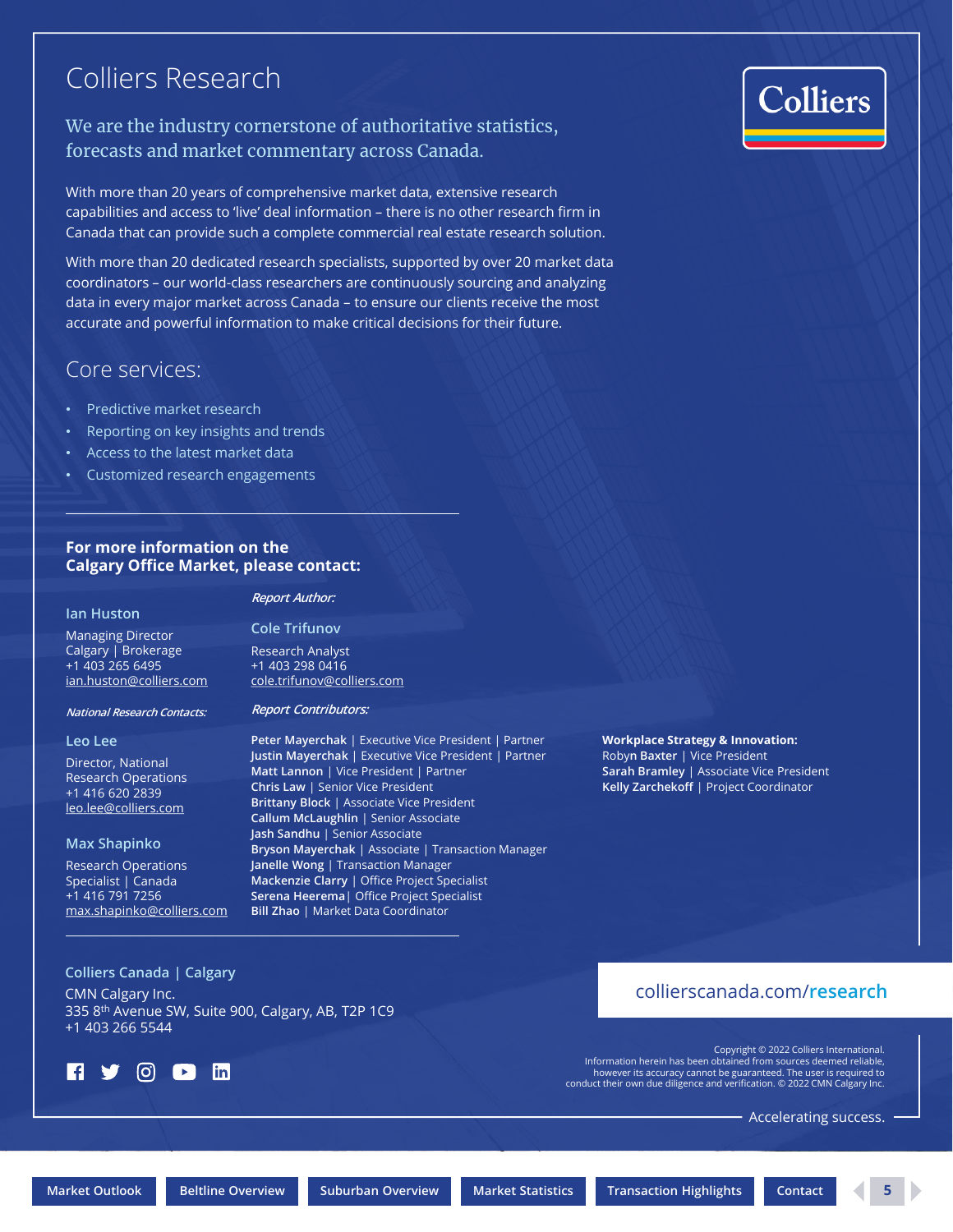# Colliers Research

## We are the industry cornerstone of authoritative statistics, forecasts and market commentary across Canada.

With more than 20 years of comprehensive market data, extensive research capabilities and access to 'live' deal information – there is no other research firm in Canada that can provide such a complete commercial real estate research solution.

With more than 20 dedicated research specialists, supported by over 20 market data coordinators – our world-class researchers are continuously sourcing and analyzing data in every major market across Canada – to ensure our clients receive the most accurate and powerful information to make critical decisions for their future.

## Core services:

- Predictive market research
- Reporting on key insights and trends
- Access to the latest market data
- Customized research engagements

**For more information on the Calgary Office Market, please contact:**

**Ian Huston**
Managing Director
Calgary | Brokerage
+1 403 265 6495
ian.huston@colliers.com

*Report Author:*

**Cole Trifunov**
Research Analyst
+1 403 298 0416
cole.trifunov@colliers.com

*National Research Contacts:*

**Leo Lee**
Director, National Research Operations
+1 416 620 2839
leo.lee@colliers.com

**Max Shapinko**
Research Operations Specialist | Canada
+1 416 791 7256
max.shapinko@colliers.com

*Report Contributors:*

**Peter Mayerchak** | Executive Vice President | Partner
**Justin Mayerchak** | Executive Vice President | Partner
**Matt Lannon** | Vice President | Partner
**Chris Law** | Senior Vice President
**Brittany Block** | Associate Vice President
**Callum McLaughlin** | Senior Associate
**Jash Sandhu** | Senior Associate
**Bryson Mayerchak** | Associate | Transaction Manager
**Janelle Wong** | Transaction Manager
**Mackenzie Clarry** | Office Project Specialist
**Serena Heerema** | Office Project Specialist
**Bill Zhao** | Market Data Coordinator

**Workplace Strategy & Innovation:**
Robyn **Baxter** | Vice President
**Sarah Bramley** | Associate Vice President
**Kelly Zarchekoff** | Project Coordinator

**Colliers Canada | Calgary**
CMN Calgary Inc.
335 8th Avenue SW, Suite 900, Calgary, AB, T2P 1C9
+1 403 266 5544

collierscanada.com/research

Copyright © 2022 Colliers International.
Information herein has been obtained from sources deemed reliable, however its accuracy cannot be guaranteed. The user is required to conduct their own due diligence and verification. © 2022 CMN Calgary Inc.

Accelerating success.